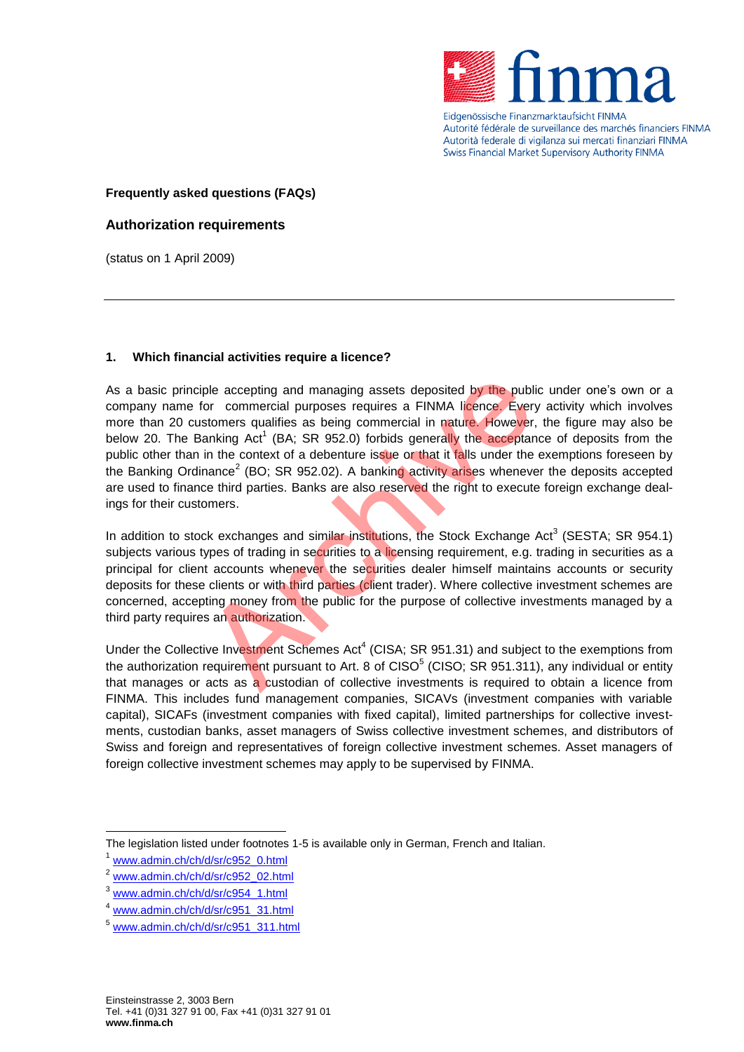Eidgenössische Finanzmarktaufsicht FINMA
Autorité fédérale de surveillance des marchés financiers FINMA
Autorità federale di vigilanza sui mercati finanziari FINMA
Swiss Financial Market Supervisory Authority FINMA

**Frequently asked questions (FAQs)**

## Authorization requirements

(status on 1 April 2009)

---

### 1. Which financial activities require a licence?

As a basic principle accepting and managing assets deposited by the public under one's own or a company name for commercial purposes requires a FINMA licence. Every activity which involves more than 20 customers qualifies as being commercial in nature. However, the figure may also be below 20. The Banking Act[1] (BA; SR 952.0) forbids generally the acceptance of deposits from the public other than in the context of a debenture issue or that it falls under the exemptions foreseen by the Banking Ordinance[2] (BO; SR 952.02). A banking activity arises whenever the deposits accepted are used to finance third parties. Banks are also reserved the right to execute foreign exchange dealings for their customers.

In addition to stock exchanges and similar institutions, the Stock Exchange Act[3] (SESTA; SR 954.1) subjects various types of trading in securities to a licensing requirement, e.g. trading in securities as a principal for client accounts whenever the securities dealer himself maintains accounts or security deposits for these clients or with third parties (client trader). Where collective investment schemes are concerned, accepting money from the public for the purpose of collective investments managed by a third party requires an authorization.

Under the Collective Investment Schemes Act[4] (CISA; SR 951.31) and subject to the exemptions from the authorization requirement pursuant to Art. 8 of CISO[5] (CISO; SR 951.311), any individual or entity that manages or acts as a custodian of collective investments is required to obtain a licence from FINMA. This includes fund management companies, SICAVs (investment companies with variable capital), SICAFs (investment companies with fixed capital), limited partnerships for collective investments, custodian banks, asset managers of Swiss collective investment schemes, and distributors of Swiss and foreign and representatives of foreign collective investment schemes. Asset managers of foreign collective investment schemes may apply to be supervised by FINMA.

---

The legislation listed under footnotes 1-5 is available only in German, French and Italian.

[1] www.admin.ch/ch/d/sr/c952_0.html

[2] www.admin.ch/ch/d/sr/c952_02.html

[3] www.admin.ch/ch/d/sr/c954_1.html

[4] www.admin.ch/ch/d/sr/c951_31.html

[5] www.admin.ch/ch/d/sr/c951_311.html

Einsteinstrasse 2, 3003 Bern
Tel. +41 (0)31 327 91 00, Fax +41 (0)31 327 91 01
**www.finma.ch**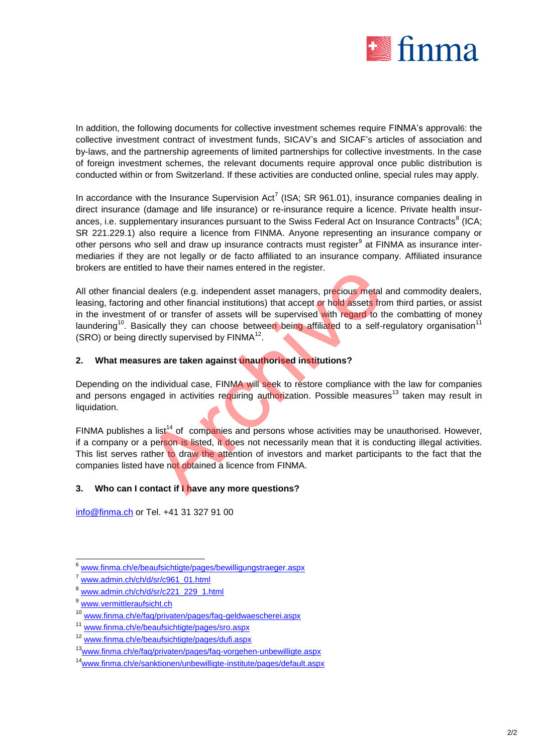In addition, the following documents for collective investment schemes require FINMA's approval6: the collective investment contract of investment funds, SICAV's and SICAF's articles of association and by-laws, and the partnership agreements of limited partnerships for collective investments. In the case of foreign investment schemes, the relevant documents require approval once public distribution is conducted within or from Switzerland. If these activities are conducted online, special rules may apply.

In accordance with the Insurance Supervision Act[7] (ISA; SR 961.01), insurance companies dealing in direct insurance (damage and life insurance) or re-insurance require a licence. Private health insurances, i.e. supplementary insurances pursuant to the Swiss Federal Act on Insurance Contracts[8] (ICA; SR 221.229.1) also require a licence from FINMA. Anyone representing an insurance company or other persons who sell and draw up insurance contracts must register[9] at FINMA as insurance intermediaries if they are not legally or de facto affiliated to an insurance company. Affiliated insurance brokers are entitled to have their names entered in the register.

All other financial dealers (e.g. independent asset managers, precious metal and commodity dealers, leasing, factoring and other financial institutions) that accept or hold assets from third parties, or assist in the investment of or transfer of assets will be supervised with regard to the combatting of money laundering[10]. Basically they can choose between being affiliated to a self-regulatory organisation[11] (SRO) or being directly supervised by FINMA[12].

## 2. What measures are taken against unauthorised institutions?

Depending on the individual case, FINMA will seek to restore compliance with the law for companies and persons engaged in activities requiring authorization. Possible measures[13] taken may result in liquidation.

FINMA publishes a list[14] of companies and persons whose activities may be unauthorised. However, if a company or a person is listed, it does not necessarily mean that it is conducting illegal activities. This list serves rather to draw the attention of investors and market participants to the fact that the companies listed have not obtained a licence from FINMA.

## 3. Who can I contact if I have any more questions?

info@finma.ch or Tel. +41 31 327 91 00

---

[6] www.finma.ch/e/beaufsichtigte/pages/bewilligungstraeger.aspx

[7] www.admin.ch/ch/d/sr/c961_01.html

[8] www.admin.ch/ch/d/sr/c221_229_1.html

[9] www.vermittleraufsicht.ch

[10] www.finma.ch/e/faq/privaten/pages/faq-geldwaescherei.aspx

[11] www.finma.ch/e/beaufsichtigte/pages/sro.aspx

[12] www.finma.ch/e/beaufsichtigte/pages/dufi.aspx

[13] www.finma.ch/e/faq/privaten/pages/faq-vorgehen-unbewilligte.aspx

[14] www.finma.ch/e/sanktionen/unbewilligte-institute/pages/default.aspx